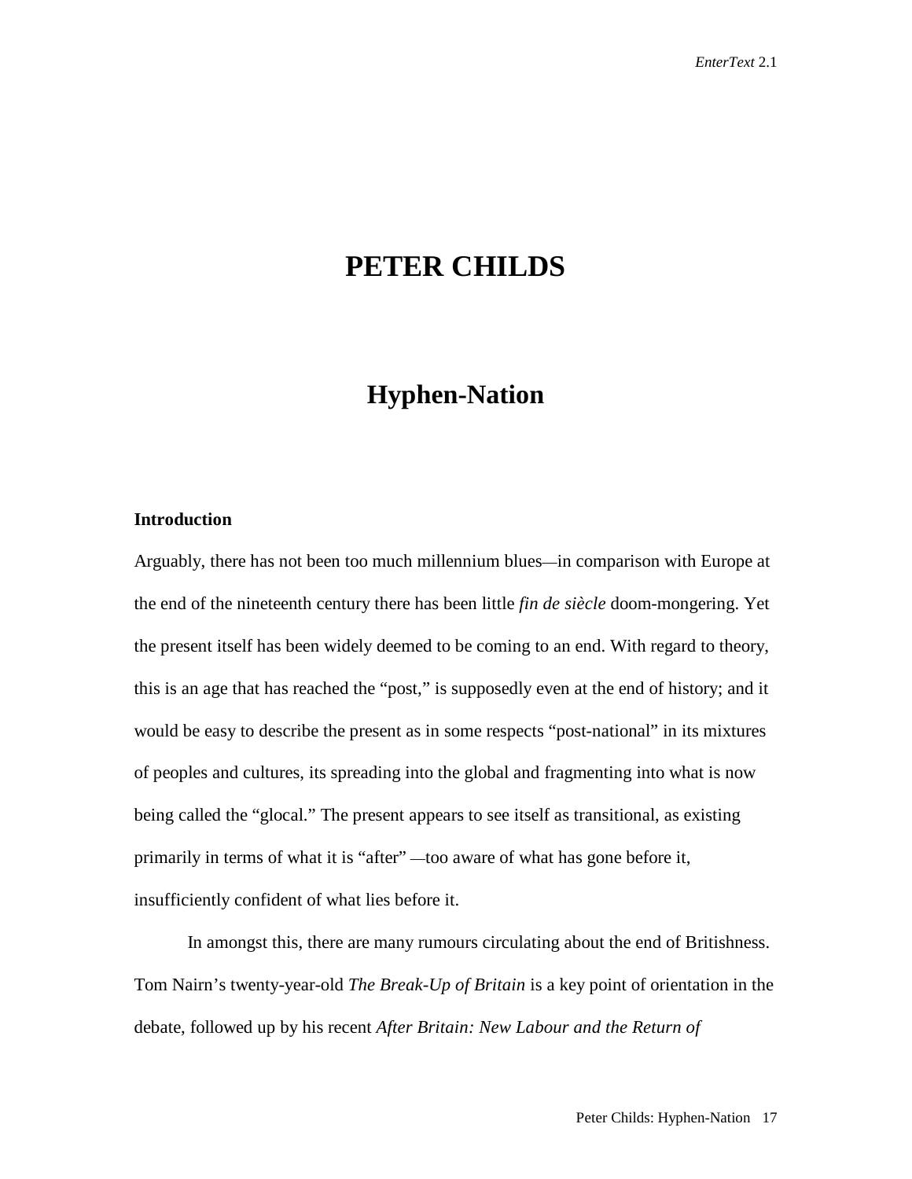# PETER CHILDS

## Hyphen-Nation

### Introduction

Arguably, there has not been too much millennium blues—in comparison with Europe at the end of the nineteenth century there has been little *fin de siècle* doom-mongering. Yet the present itself has been widely deemed to be coming to an end. With regard to theory, this is an age that has reached the "post," is supposedly even at the end of history; and it would be easy to describe the present as in some respects "post-national" in its mixtures of peoples and cultures, its spreading into the global and fragmenting into what is now being called the "glocal." The present appears to see itself as transitional, as existing primarily in terms of what it is "after" —too aware of what has gone before it, insufficiently confident of what lies before it.

In amongst this, there are many rumours circulating about the end of Britishness. Tom Nairn's twenty-year-old *The Break-Up of Britain* is a key point of orientation in the debate, followed up by his recent *After Britain: New Labour and the Return of*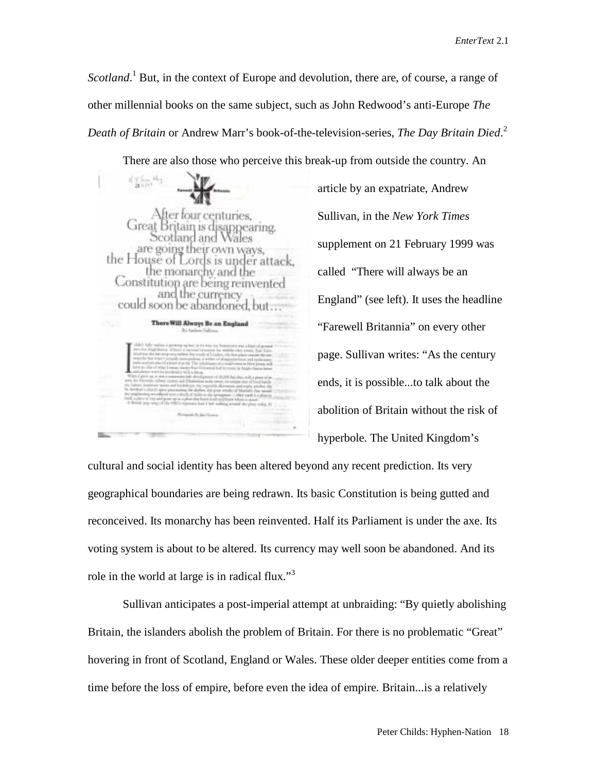*Scotland*.[1] But, in the context of Europe and devolution, there are, of course, a range of other millennial books on the same subject, such as John Redwood's anti-Europe *The Death of Britain* or Andrew Marr's book-of-the-television-series, *The Day Britain Died*.[2]

There are also those who perceive this break-up from outside the country. An article by an expatriate, Andrew Sullivan, in the *New York Times* supplement on 21 February 1999 was called "There will always be an England" (see left). It uses the headline "Farewell Britannia" on every other page. Sullivan writes: "As the century ends, it is possible...to talk about the abolition of Britain without the risk of hyperbole. The United Kingdom's cultural and social identity has been altered beyond any recent prediction. Its very geographical boundaries are being redrawn. Its basic Constitution is being gutted and reconceived. Its monarchy has been reinvented. Half its Parliament is under the axe. Its voting system is about to be altered. Its currency may well soon be abandoned. And its role in the world at large is in radical flux."[3]

Sullivan anticipates a post-imperial attempt at unbraiding: "By quietly abolishing Britain, the islanders abolish the problem of Britain. For there is no problematic "Great" hovering in front of Scotland, England or Wales. These older deeper entities come from a time before the loss of empire, before even the idea of empire. Britain...is a relatively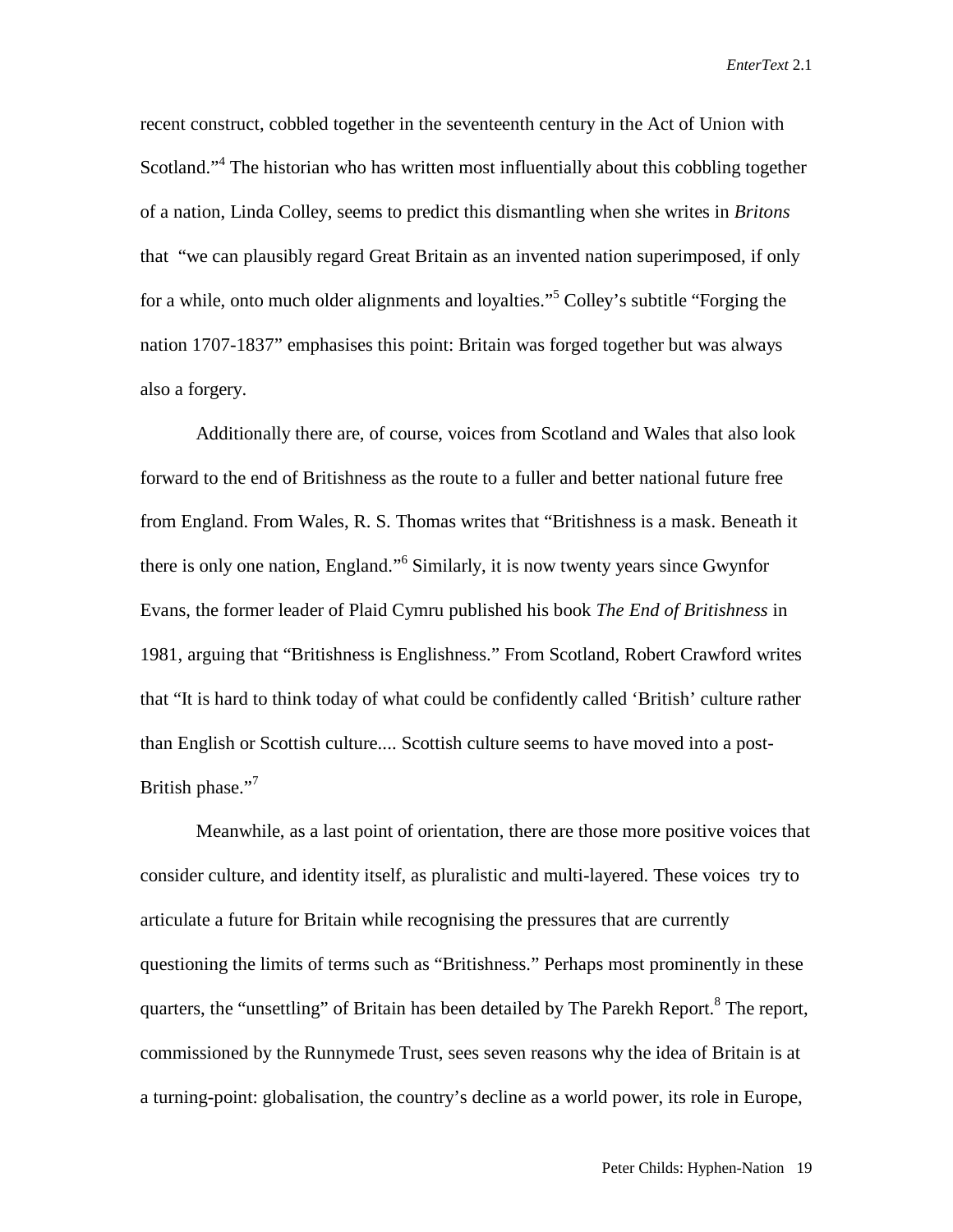recent construct, cobbled together in the seventeenth century in the Act of Union with Scotland."[4] The historian who has written most influentially about this cobbling together of a nation, Linda Colley, seems to predict this dismantling when she writes in *Britons* that "we can plausibly regard Great Britain as an invented nation superimposed, if only for a while, onto much older alignments and loyalties."[5] Colley's subtitle "Forging the nation 1707-1837" emphasises this point: Britain was forged together but was always also a forgery.

Additionally there are, of course, voices from Scotland and Wales that also look forward to the end of Britishness as the route to a fuller and better national future free from England. From Wales, R. S. Thomas writes that "Britishness is a mask. Beneath it there is only one nation, England."[6] Similarly, it is now twenty years since Gwynfor Evans, the former leader of Plaid Cymru published his book *The End of Britishness* in 1981, arguing that "Britishness is Englishness." From Scotland, Robert Crawford writes that "It is hard to think today of what could be confidently called 'British' culture rather than English or Scottish culture.... Scottish culture seems to have moved into a post-British phase."[7]

Meanwhile, as a last point of orientation, there are those more positive voices that consider culture, and identity itself, as pluralistic and multi-layered. These voices try to articulate a future for Britain while recognising the pressures that are currently questioning the limits of terms such as "Britishness." Perhaps most prominently in these quarters, the "unsettling" of Britain has been detailed by The Parekh Report.[8] The report, commissioned by the Runnymede Trust, sees seven reasons why the idea of Britain is at a turning-point: globalisation, the country's decline as a world power, its role in Europe,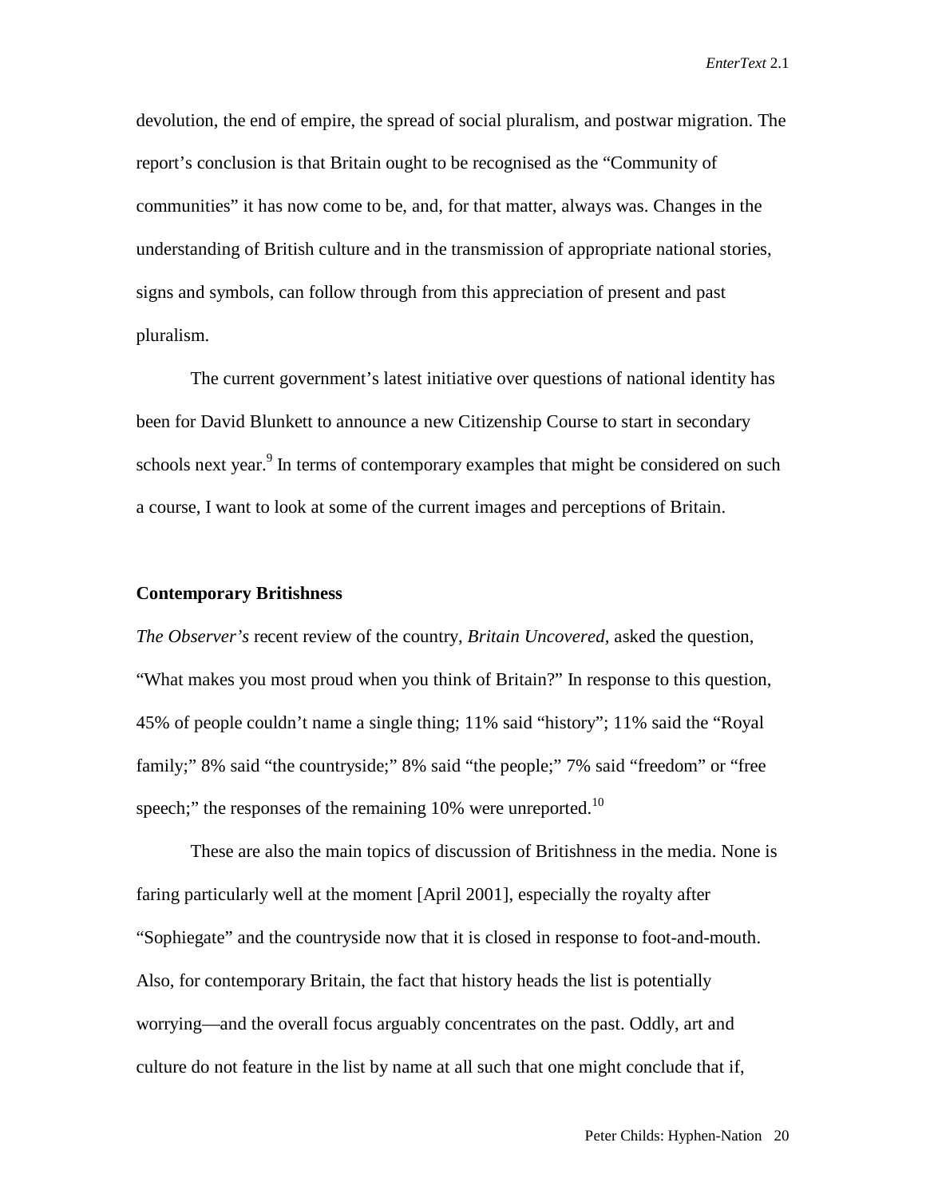devolution, the end of empire, the spread of social pluralism, and postwar migration. The report's conclusion is that Britain ought to be recognised as the "Community of communities" it has now come to be, and, for that matter, always was. Changes in the understanding of British culture and in the transmission of appropriate national stories, signs and symbols, can follow through from this appreciation of present and past pluralism.

The current government's latest initiative over questions of national identity has been for David Blunkett to announce a new Citizenship Course to start in secondary schools next year.[9] In terms of contemporary examples that might be considered on such a course, I want to look at some of the current images and perceptions of Britain.

**Contemporary Britishness**

*The Observer's* recent review of the country, *Britain Uncovered,* asked the question, "What makes you most proud when you think of Britain?" In response to this question, 45% of people couldn't name a single thing; 11% said "history"; 11% said the "Royal family;" 8% said "the countryside;" 8% said "the people;" 7% said "freedom" or "free speech;" the responses of the remaining 10% were unreported.[10]

These are also the main topics of discussion of Britishness in the media. None is faring particularly well at the moment [April 2001], especially the royalty after "Sophiegate" and the countryside now that it is closed in response to foot-and-mouth. Also, for contemporary Britain, the fact that history heads the list is potentially worrying—and the overall focus arguably concentrates on the past. Oddly, art and culture do not feature in the list by name at all such that one might conclude that if,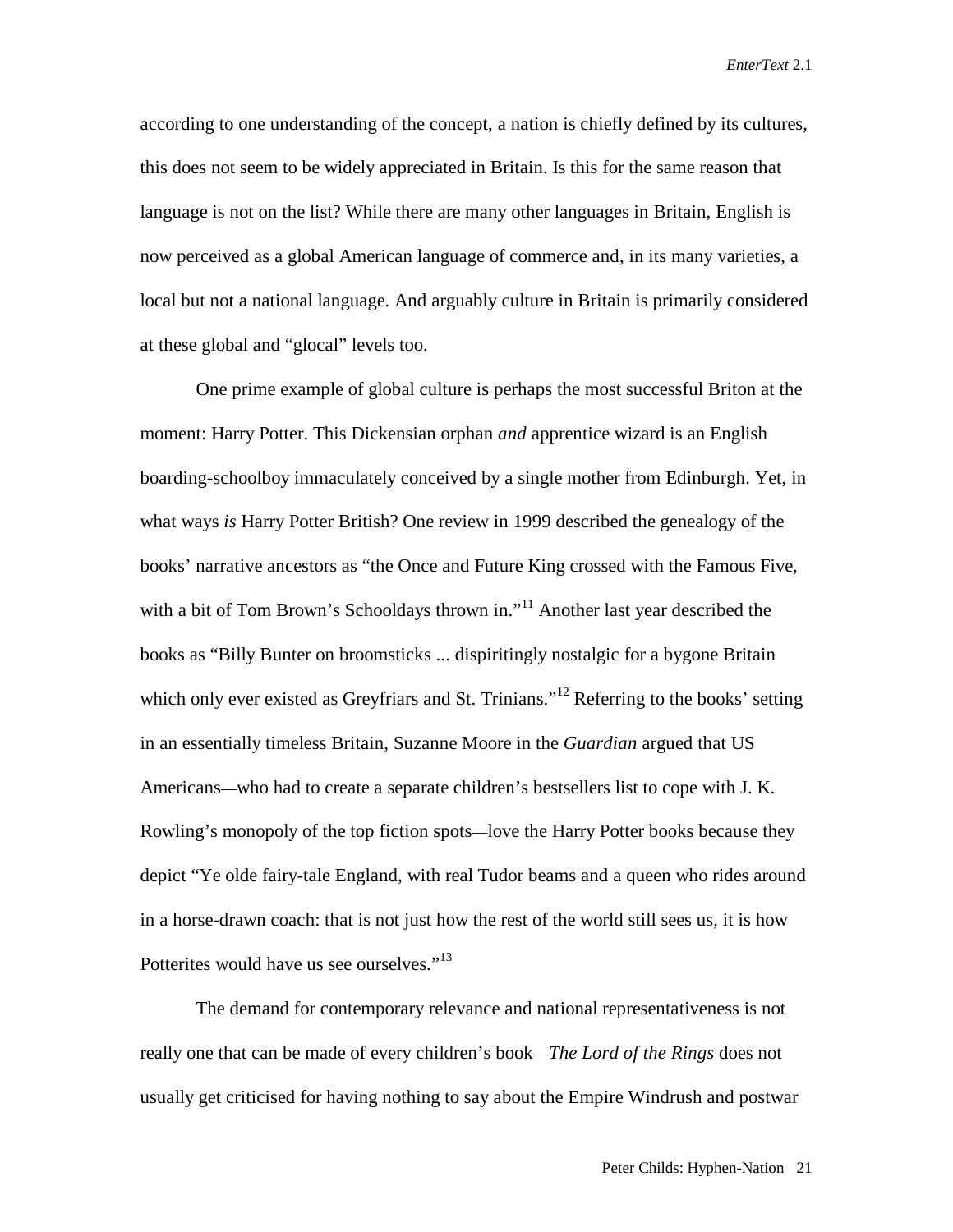according to one understanding of the concept, a nation is chiefly defined by its cultures, this does not seem to be widely appreciated in Britain. Is this for the same reason that language is not on the list? While there are many other languages in Britain, English is now perceived as a global American language of commerce and, in its many varieties, a local but not a national language. And arguably culture in Britain is primarily considered at these global and "glocal" levels too.

One prime example of global culture is perhaps the most successful Briton at the moment: Harry Potter. This Dickensian orphan *and* apprentice wizard is an English boarding-schoolboy immaculately conceived by a single mother from Edinburgh. Yet, in what ways *is* Harry Potter British? One review in 1999 described the genealogy of the books' narrative ancestors as "the Once and Future King crossed with the Famous Five, with a bit of Tom Brown's Schooldays thrown in."[11] Another last year described the books as "Billy Bunter on broomsticks ... dispiritingly nostalgic for a bygone Britain which only ever existed as Greyfriars and St. Trinians."[12] Referring to the books' setting in an essentially timeless Britain, Suzanne Moore in the *Guardian* argued that US Americans—who had to create a separate children's bestsellers list to cope with J. K. Rowling's monopoly of the top fiction spots—love the Harry Potter books because they depict "Ye olde fairy-tale England, with real Tudor beams and a queen who rides around in a horse-drawn coach: that is not just how the rest of the world still sees us, it is how Potterites would have us see ourselves."[13]

The demand for contemporary relevance and national representativeness is not really one that can be made of every children's book—*The Lord of the Rings* does not usually get criticised for having nothing to say about the Empire Windrush and postwar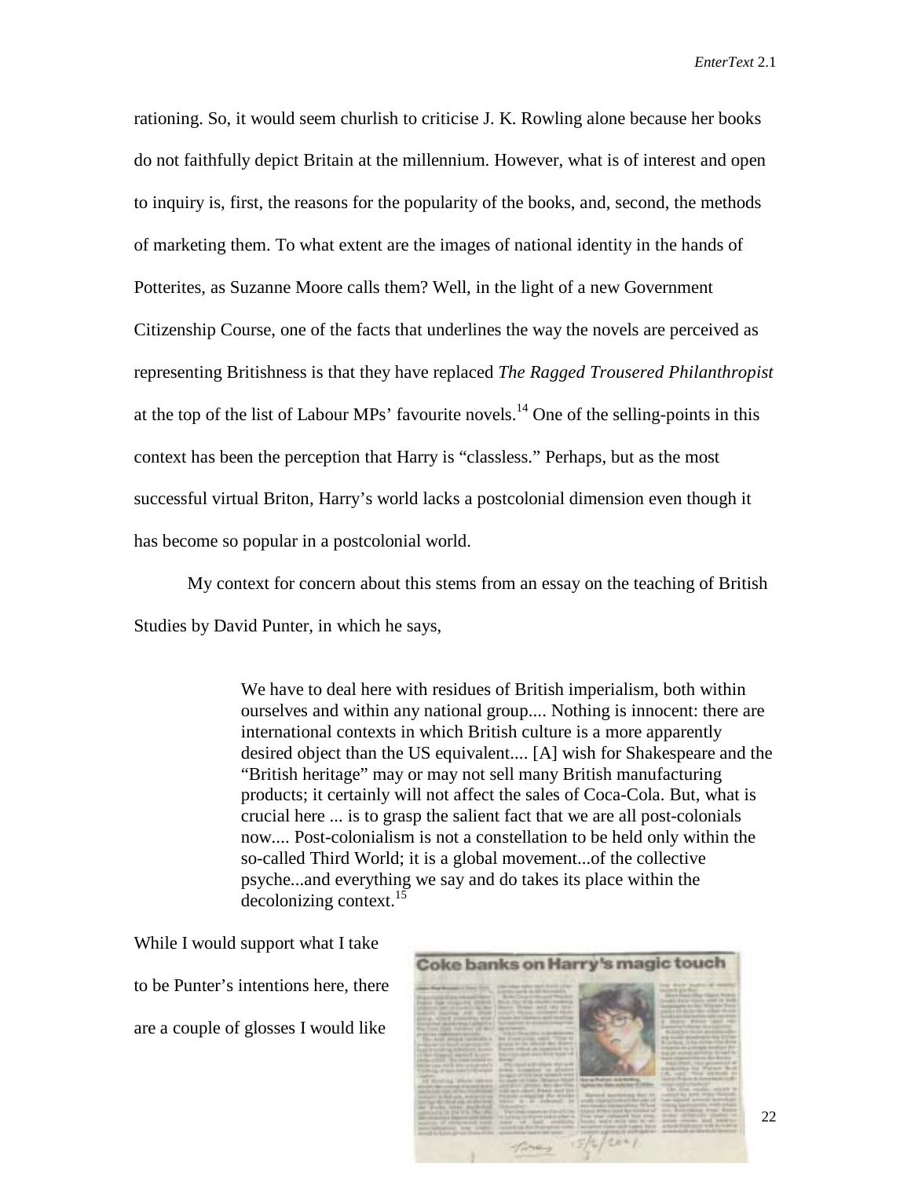rationing. So, it would seem churlish to criticise J. K. Rowling alone because her books do not faithfully depict Britain at the millennium. However, what is of interest and open to inquiry is, first, the reasons for the popularity of the books, and, second, the methods of marketing them. To what extent are the images of national identity in the hands of Potterites, as Suzanne Moore calls them? Well, in the light of a new Government Citizenship Course, one of the facts that underlines the way the novels are perceived as representing Britishness is that they have replaced *The Ragged Trousered Philanthropist* at the top of the list of Labour MPs' favourite novels.[14] One of the selling-points in this context has been the perception that Harry is "classless." Perhaps, but as the most successful virtual Briton, Harry's world lacks a postcolonial dimension even though it has become so popular in a postcolonial world.

My context for concern about this stems from an essay on the teaching of British Studies by David Punter, in which he says,

> We have to deal here with residues of British imperialism, both within ourselves and within any national group.... Nothing is innocent: there are international contexts in which British culture is a more apparently desired object than the US equivalent.... [A] wish for Shakespeare and the "British heritage" may or may not sell many British manufacturing products; it certainly will not affect the sales of Coca-Cola. But, what is crucial here ... is to grasp the salient fact that we are all post-colonials now.... Post-colonialism is not a constellation to be held only within the so-called Third World; it is a global movement...of the collective psyche...and everything we say and do takes its place within the decolonizing context.[15]

While I would support what I take to be Punter's intentions here, there are a couple of glosses I would like

Coke banks on Harry's magic touch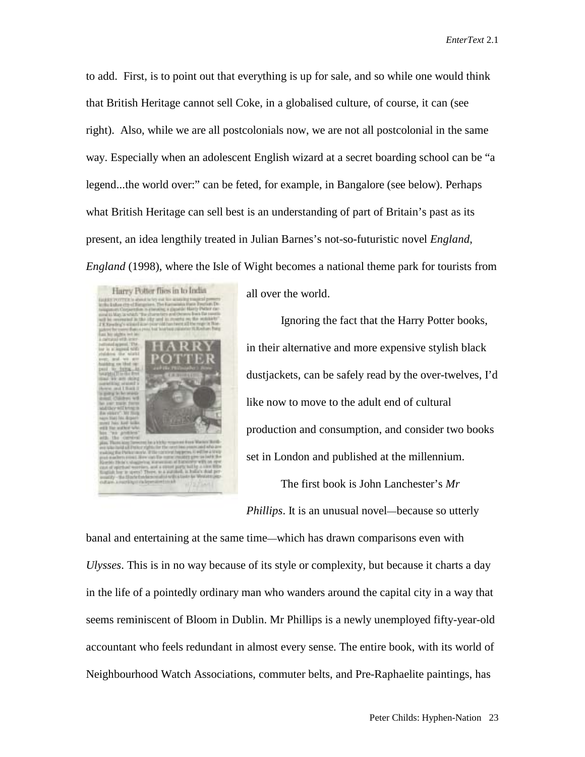to add. First, is to point out that everything is up for sale, and so while one would think that British Heritage cannot sell Coke, in a globalised culture, of course, it can (see right). Also, while we are all postcolonials now, we are not all postcolonial in the same way. Especially when an adolescent English wizard at a secret boarding school can be "a legend...the world over:" can be feted, for example, in Bangalore (see below). Perhaps what British Heritage can sell best is an understanding of part of Britain's past as its present, an idea lengthily treated in Julian Barnes's not-so-futuristic novel *England, England* (1998), where the Isle of Wight becomes a national theme park for tourists from all over the world.

Ignoring the fact that the Harry Potter books, in their alternative and more expensive stylish black dustjackets, can be safely read by the over-twelves, I'd like now to move to the adult end of cultural production and consumption, and consider two books set in London and published at the millennium.

The first book is John Lanchester's *Mr Phillips*. It is an unusual novel—because so utterly banal and entertaining at the same time—which has drawn comparisons even with *Ulysses*. This is in no way because of its style or complexity, but because it charts a day in the life of a pointedly ordinary man who wanders around the capital city in a way that seems reminiscent of Bloom in Dublin. Mr Phillips is a newly unemployed fifty-year-old accountant who feels redundant in almost every sense. The entire book, with its world of Neighbourhood Watch Associations, commuter belts, and Pre-Raphaelite paintings, has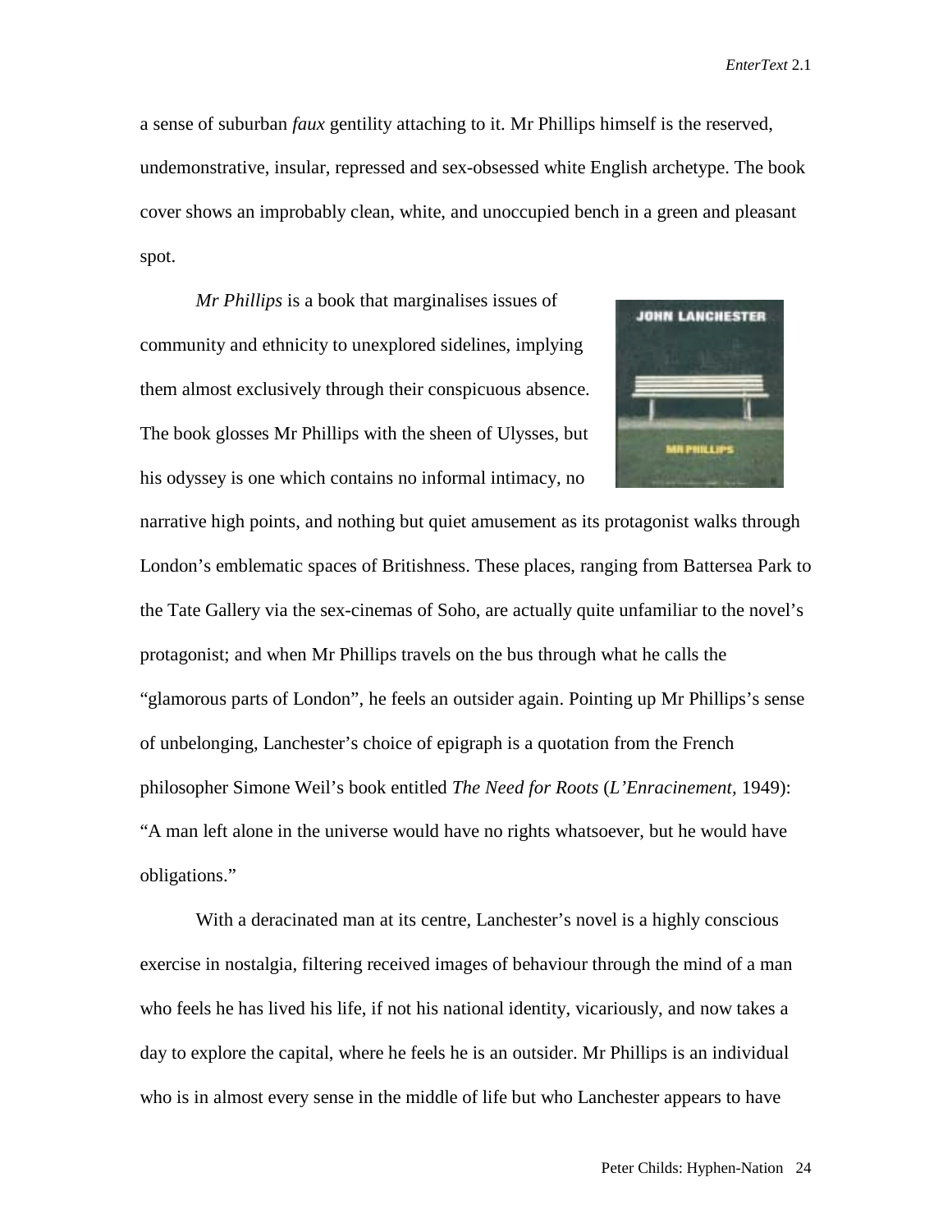a sense of suburban *faux* gentility attaching to it. Mr Phillips himself is the reserved, undemonstrative, insular, repressed and sex-obsessed white English archetype. The book cover shows an improbably clean, white, and unoccupied bench in a green and pleasant spot.

*Mr Phillips* is a book that marginalises issues of community and ethnicity to unexplored sidelines, implying them almost exclusively through their conspicuous absence. The book glosses Mr Phillips with the sheen of Ulysses, but his odyssey is one which contains no informal intimacy, no narrative high points, and nothing but quiet amusement as its protagonist walks through London's emblematic spaces of Britishness. These places, ranging from Battersea Park to the Tate Gallery via the sex-cinemas of Soho, are actually quite unfamiliar to the novel's protagonist; and when Mr Phillips travels on the bus through what he calls the "glamorous parts of London", he feels an outsider again. Pointing up Mr Phillips's sense of unbelonging, Lanchester's choice of epigraph is a quotation from the French philosopher Simone Weil's book entitled *The Need for Roots* (*L'Enracinement*, 1949): "A man left alone in the universe would have no rights whatsoever, but he would have obligations."

With a deracinated man at its centre, Lanchester's novel is a highly conscious exercise in nostalgia, filtering received images of behaviour through the mind of a man who feels he has lived his life, if not his national identity, vicariously, and now takes a day to explore the capital, where he feels he is an outsider. Mr Phillips is an individual who is in almost every sense in the middle of life but who Lanchester appears to have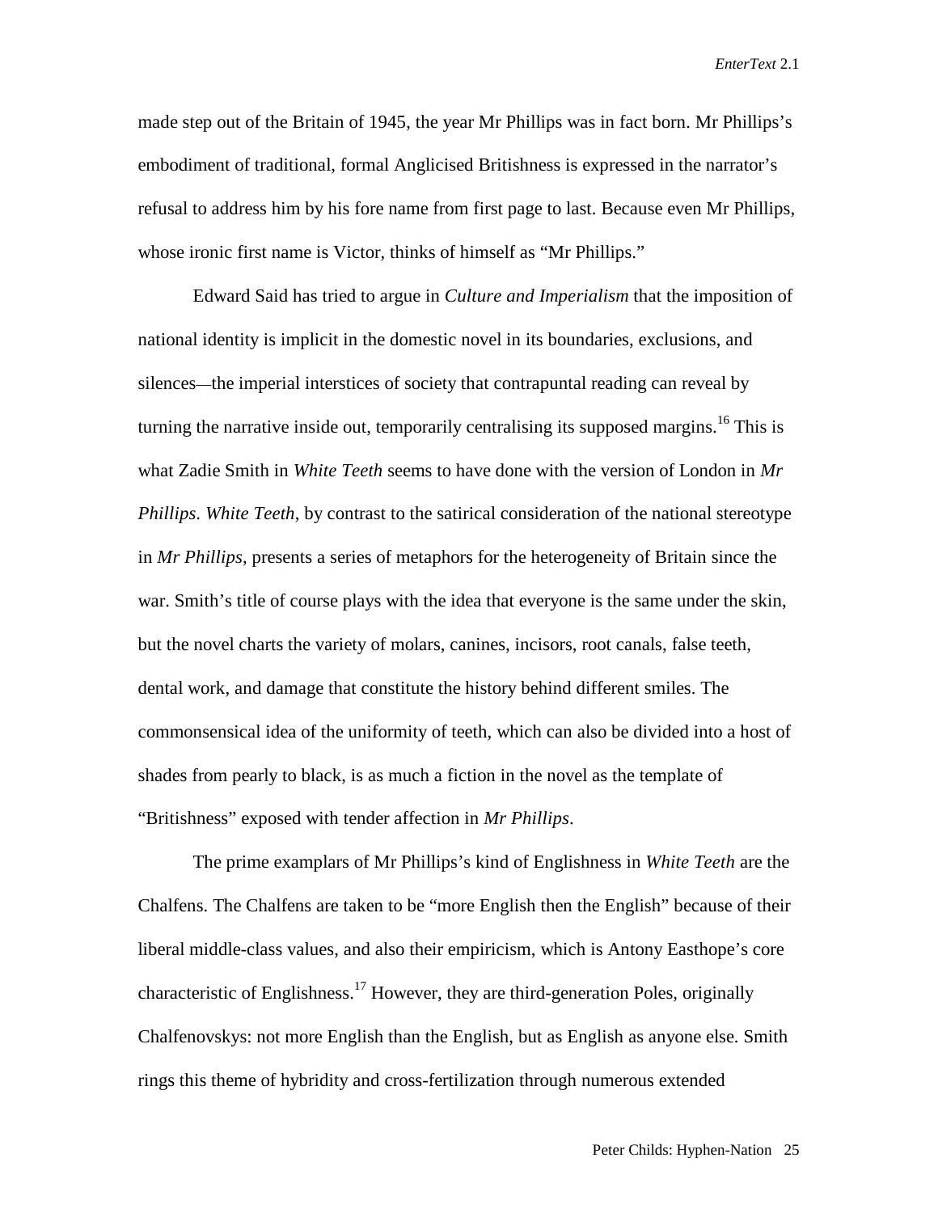made step out of the Britain of 1945, the year Mr Phillips was in fact born. Mr Phillips's embodiment of traditional, formal Anglicised Britishness is expressed in the narrator's refusal to address him by his fore name from first page to last. Because even Mr Phillips, whose ironic first name is Victor, thinks of himself as "Mr Phillips."

Edward Said has tried to argue in *Culture and Imperialism* that the imposition of national identity is implicit in the domestic novel in its boundaries, exclusions, and silences—the imperial interstices of society that contrapuntal reading can reveal by turning the narrative inside out, temporarily centralising its supposed margins.[16] This is what Zadie Smith in *White Teeth* seems to have done with the version of London in *Mr Phillips*. *White Teeth*, by contrast to the satirical consideration of the national stereotype in *Mr Phillips*, presents a series of metaphors for the heterogeneity of Britain since the war. Smith's title of course plays with the idea that everyone is the same under the skin, but the novel charts the variety of molars, canines, incisors, root canals, false teeth, dental work, and damage that constitute the history behind different smiles. The commonsensical idea of the uniformity of teeth, which can also be divided into a host of shades from pearly to black, is as much a fiction in the novel as the template of "Britishness" exposed with tender affection in *Mr Phillips*.

The prime examplars of Mr Phillips's kind of Englishness in *White Teeth* are the Chalfens. The Chalfens are taken to be "more English then the English" because of their liberal middle-class values, and also their empiricism, which is Antony Easthope's core characteristic of Englishness.[17] However, they are third-generation Poles, originally Chalfenovskys: not more English than the English, but as English as anyone else. Smith rings this theme of hybridity and cross-fertilization through numerous extended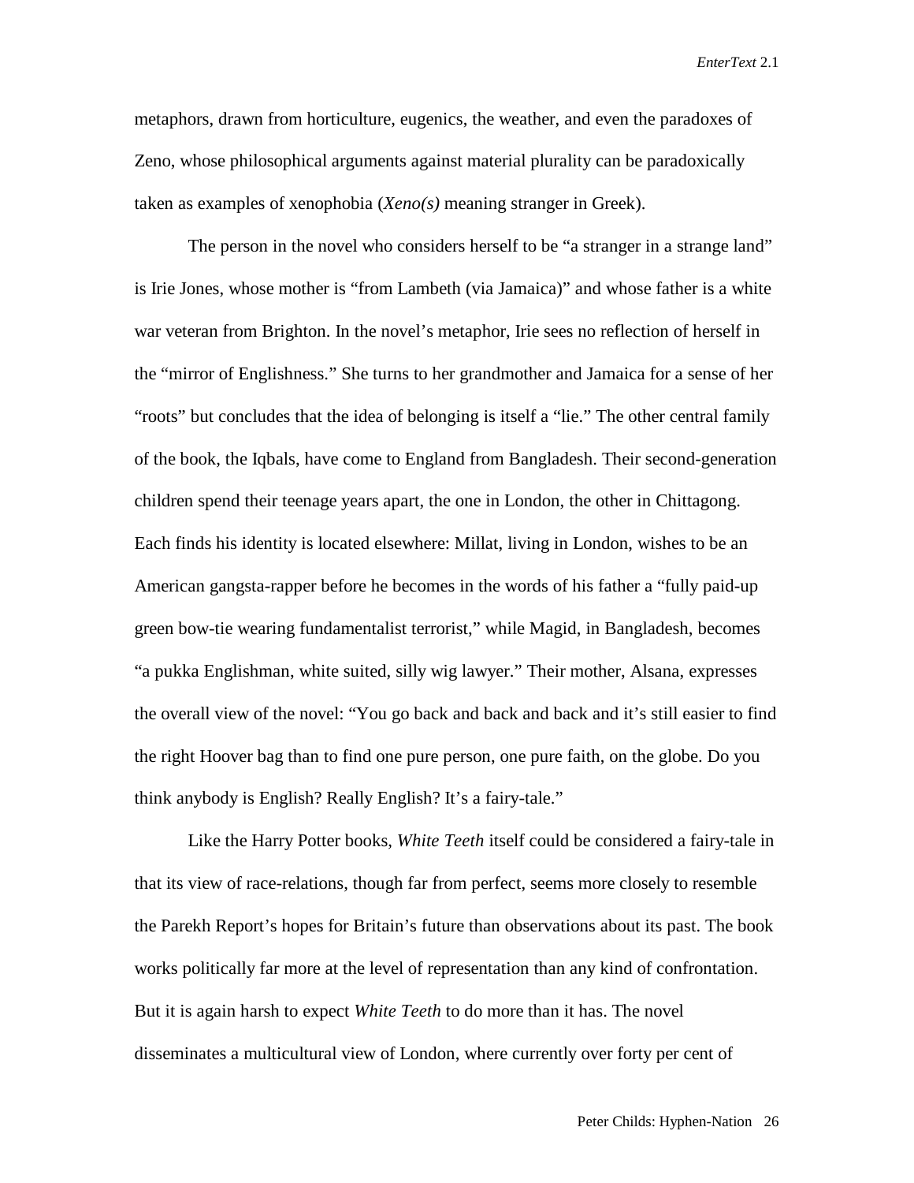metaphors, drawn from horticulture, eugenics, the weather, and even the paradoxes of Zeno, whose philosophical arguments against material plurality can be paradoxically taken as examples of xenophobia (*Xeno(s)* meaning stranger in Greek).

The person in the novel who considers herself to be "a stranger in a strange land" is Irie Jones, whose mother is "from Lambeth (via Jamaica)" and whose father is a white war veteran from Brighton. In the novel's metaphor, Irie sees no reflection of herself in the "mirror of Englishness." She turns to her grandmother and Jamaica for a sense of her "roots" but concludes that the idea of belonging is itself a "lie." The other central family of the book, the Iqbals, have come to England from Bangladesh. Their second-generation children spend their teenage years apart, the one in London, the other in Chittagong. Each finds his identity is located elsewhere: Millat, living in London, wishes to be an American gangsta-rapper before he becomes in the words of his father a "fully paid-up green bow-tie wearing fundamentalist terrorist," while Magid, in Bangladesh, becomes "a pukka Englishman, white suited, silly wig lawyer." Their mother, Alsana, expresses the overall view of the novel: "You go back and back and back and it's still easier to find the right Hoover bag than to find one pure person, one pure faith, on the globe. Do you think anybody is English? Really English? It's a fairy-tale."

Like the Harry Potter books, *White Teeth* itself could be considered a fairy-tale in that its view of race-relations, though far from perfect, seems more closely to resemble the Parekh Report's hopes for Britain's future than observations about its past. The book works politically far more at the level of representation than any kind of confrontation. But it is again harsh to expect *White Teeth* to do more than it has. The novel disseminates a multicultural view of London, where currently over forty per cent of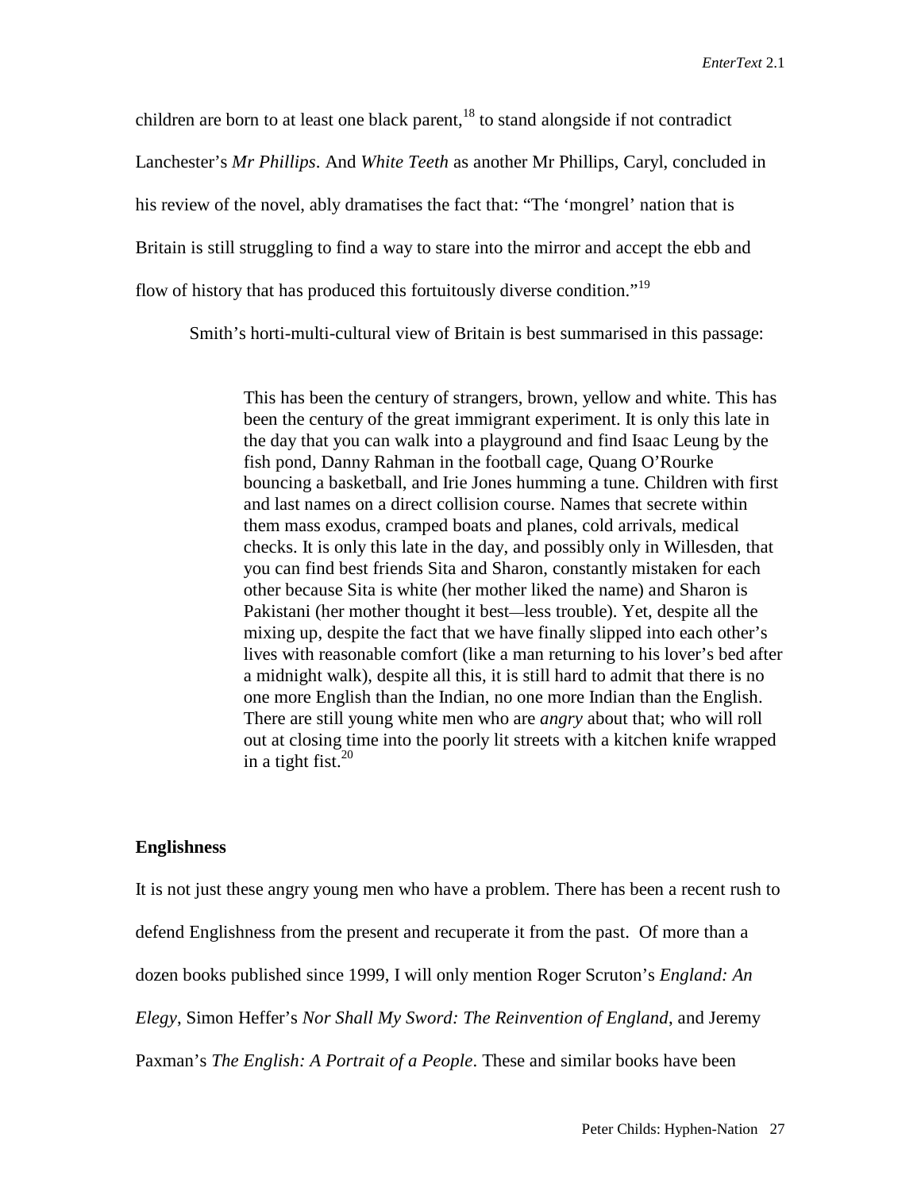children are born to at least one black parent,[18] to stand alongside if not contradict Lanchester's *Mr Phillips*. And *White Teeth* as another Mr Phillips, Caryl, concluded in his review of the novel, ably dramatises the fact that: "The 'mongrel' nation that is Britain is still struggling to find a way to stare into the mirror and accept the ebb and flow of history that has produced this fortuitously diverse condition."[19]

Smith's horti-multi-cultural view of Britain is best summarised in this passage:

> This has been the century of strangers, brown, yellow and white. This has been the century of the great immigrant experiment. It is only this late in the day that you can walk into a playground and find Isaac Leung by the fish pond, Danny Rahman in the football cage, Quang O'Rourke bouncing a basketball, and Irie Jones humming a tune. Children with first and last names on a direct collision course. Names that secrete within them mass exodus, cramped boats and planes, cold arrivals, medical checks. It is only this late in the day, and possibly only in Willesden, that you can find best friends Sita and Sharon, constantly mistaken for each other because Sita is white (her mother liked the name) and Sharon is Pakistani (her mother thought it best—less trouble). Yet, despite all the mixing up, despite the fact that we have finally slipped into each other's lives with reasonable comfort (like a man returning to his lover's bed after a midnight walk), despite all this, it is still hard to admit that there is no one more English than the Indian, no one more Indian than the English. There are still young white men who are *angry* about that; who will roll out at closing time into the poorly lit streets with a kitchen knife wrapped in a tight fist.[20]

**Englishness**

It is not just these angry young men who have a problem. There has been a recent rush to defend Englishness from the present and recuperate it from the past. Of more than a dozen books published since 1999, I will only mention Roger Scruton's *England: An Elegy*, Simon Heffer's *Nor Shall My Sword: The Reinvention of England*, and Jeremy Paxman's *The English: A Portrait of a People*. These and similar books have been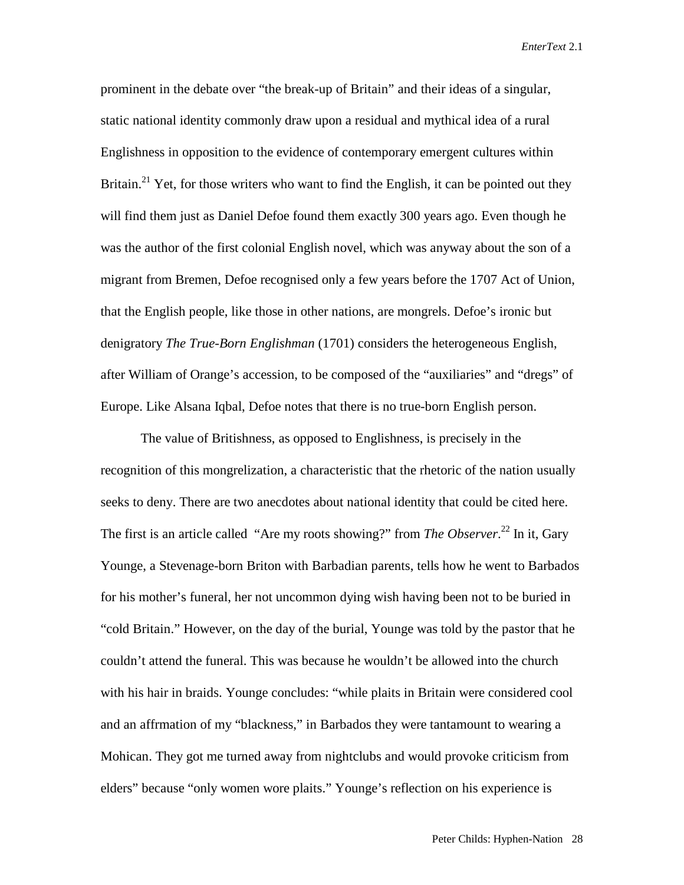prominent in the debate over "the break-up of Britain" and their ideas of a singular, static national identity commonly draw upon a residual and mythical idea of a rural Englishness in opposition to the evidence of contemporary emergent cultures within Britain.[21] Yet, for those writers who want to find the English, it can be pointed out they will find them just as Daniel Defoe found them exactly 300 years ago. Even though he was the author of the first colonial English novel, which was anyway about the son of a migrant from Bremen, Defoe recognised only a few years before the 1707 Act of Union, that the English people, like those in other nations, are mongrels. Defoe's ironic but denigratory *The True-Born Englishman* (1701) considers the heterogeneous English, after William of Orange's accession, to be composed of the "auxiliaries" and "dregs" of Europe. Like Alsana Iqbal, Defoe notes that there is no true-born English person.

The value of Britishness, as opposed to Englishness, is precisely in the recognition of this mongrelization, a characteristic that the rhetoric of the nation usually seeks to deny. There are two anecdotes about national identity that could be cited here. The first is an article called "Are my roots showing?" from *The Observer*.[22] In it, Gary Younge, a Stevenage-born Briton with Barbadian parents, tells how he went to Barbados for his mother's funeral, her not uncommon dying wish having been not to be buried in "cold Britain." However, on the day of the burial, Younge was told by the pastor that he couldn't attend the funeral. This was because he wouldn't be allowed into the church with his hair in braids. Younge concludes: "while plaits in Britain were considered cool and an affrmation of my "blackness," in Barbados they were tantamount to wearing a Mohican. They got me turned away from nightclubs and would provoke criticism from elders" because "only women wore plaits." Younge's reflection on his experience is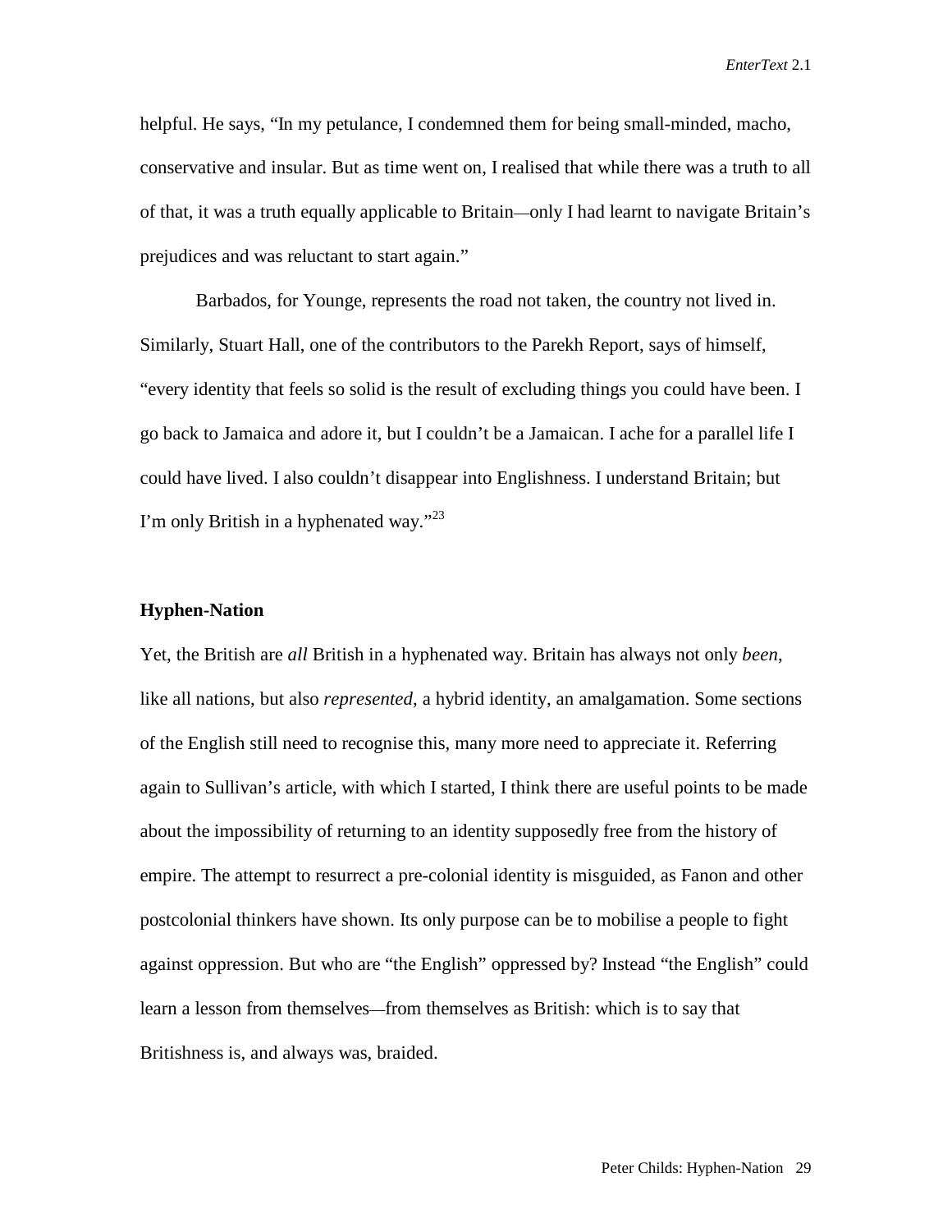helpful. He says, "In my petulance, I condemned them for being small-minded, macho, conservative and insular. But as time went on, I realised that while there was a truth to all of that, it was a truth equally applicable to Britain—only I had learnt to navigate Britain's prejudices and was reluctant to start again."

Barbados, for Younge, represents the road not taken, the country not lived in. Similarly, Stuart Hall, one of the contributors to the Parekh Report, says of himself, "every identity that feels so solid is the result of excluding things you could have been. I go back to Jamaica and adore it, but I couldn't be a Jamaican. I ache for a parallel life I could have lived. I also couldn't disappear into Englishness. I understand Britain; but I'm only British in a hyphenated way."[23]

## Hyphen-Nation

Yet, the British are *all* British in a hyphenated way. Britain has always not only *been*, like all nations, but also *represented*, a hybrid identity, an amalgamation. Some sections of the English still need to recognise this, many more need to appreciate it. Referring again to Sullivan's article, with which I started, I think there are useful points to be made about the impossibility of returning to an identity supposedly free from the history of empire. The attempt to resurrect a pre-colonial identity is misguided, as Fanon and other postcolonial thinkers have shown. Its only purpose can be to mobilise a people to fight against oppression. But who are "the English" oppressed by? Instead "the English" could learn a lesson from themselves—from themselves as British: which is to say that Britishness is, and always was, braided.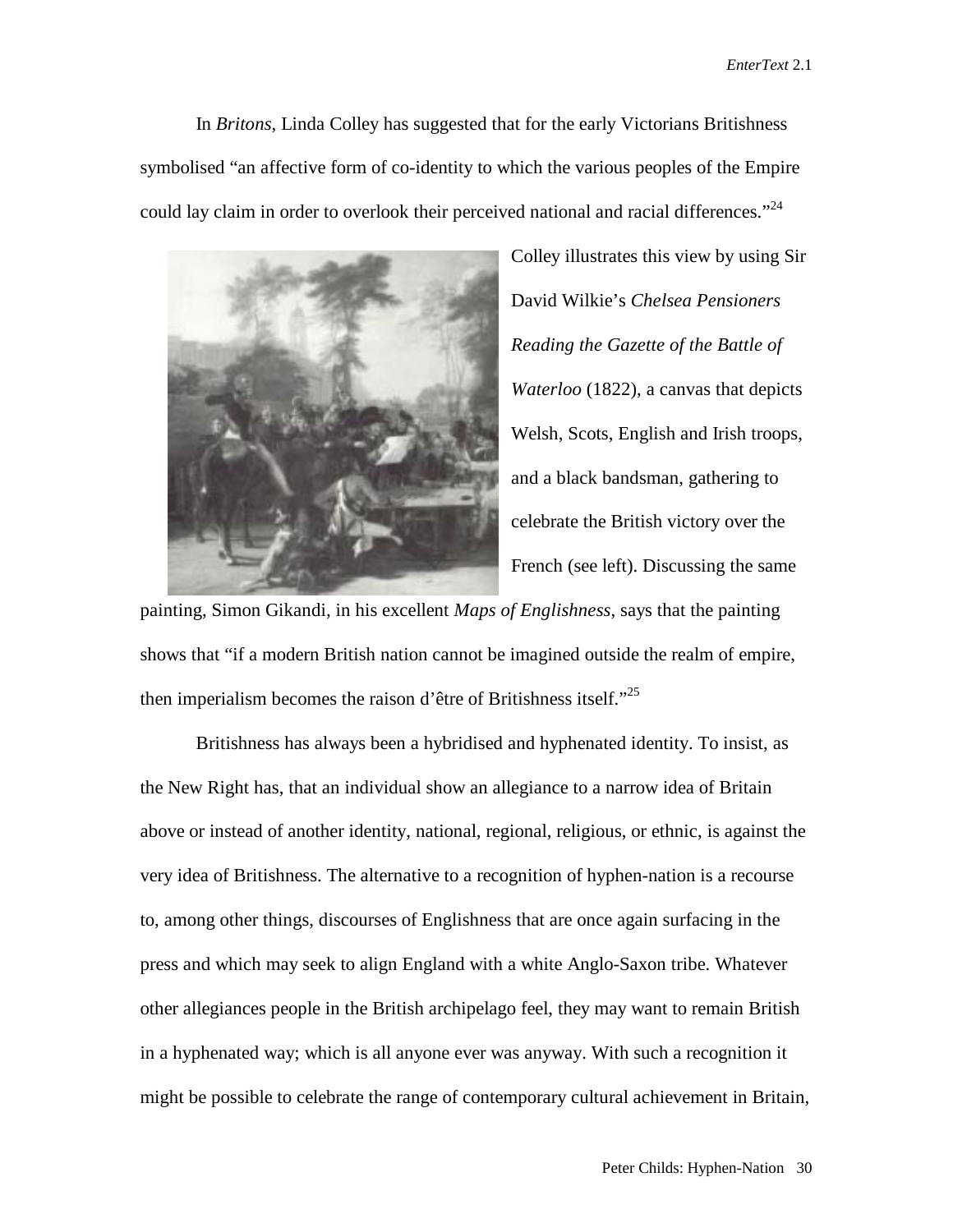In *Britons*, Linda Colley has suggested that for the early Victorians Britishness symbolised “an affective form of co-identity to which the various peoples of the Empire could lay claim in order to overlook their perceived national and racial differences.”[24]

Colley illustrates this view by using Sir David Wilkie’s *Chelsea Pensioners Reading the Gazette of the Battle of Waterloo* (1822), a canvas that depicts Welsh, Scots, English and Irish troops, and a black bandsman, gathering to celebrate the British victory over the French (see left). Discussing the same painting, Simon Gikandi, in his excellent *Maps of Englishness*, says that the painting shows that “if a modern British nation cannot be imagined outside the realm of empire, then imperialism becomes the raison d’être of Britishness itself.”[25]

Britishness has always been a hybridised and hyphenated identity. To insist, as the New Right has, that an individual show an allegiance to a narrow idea of Britain above or instead of another identity, national, regional, religious, or ethnic, is against the very idea of Britishness. The alternative to a recognition of hyphen-nation is a recourse to, among other things, discourses of Englishness that are once again surfacing in the press and which may seek to align England with a white Anglo-Saxon tribe. Whatever other allegiances people in the British archipelago feel, they may want to remain British in a hyphenated way; which is all anyone ever was anyway. With such a recognition it might be possible to celebrate the range of contemporary cultural achievement in Britain,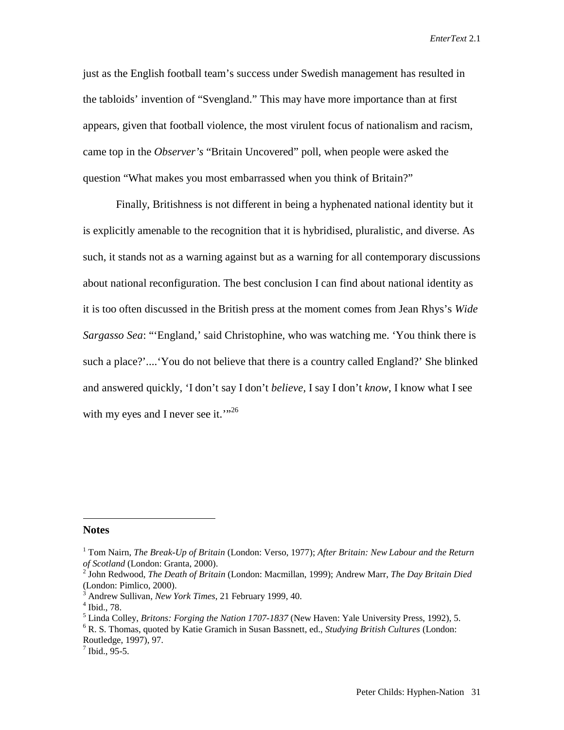just as the English football team's success under Swedish management has resulted in the tabloids' invention of "Svengland." This may have more importance than at first appears, given that football violence, the most virulent focus of nationalism and racism, came top in the *Observer's* "Britain Uncovered" poll, when people were asked the question "What makes you most embarrassed when you think of Britain?"

Finally, Britishness is not different in being a hyphenated national identity but it is explicitly amenable to the recognition that it is hybridised, pluralistic, and diverse. As such, it stands not as a warning against but as a warning for all contemporary discussions about national reconfiguration. The best conclusion I can find about national identity as it is too often discussed in the British press at the moment comes from Jean Rhys's *Wide Sargasso Sea*: "'England,' said Christophine, who was watching me. 'You think there is such a place?'....'You do not believe that there is a country called England?' She blinked and answered quickly, 'I don't say I don't *believe,* I say I don't *know*, I know what I see with my eyes and I never see it.'"[26]

**Notes**

[1] Tom Nairn, *The Break-Up of Britain* (London: Verso, 1977); *After Britain: New Labour and the Return of Scotland* (London: Granta, 2000).
[2] John Redwood, *The Death of Britain* (London: Macmillan, 1999); Andrew Marr, *The Day Britain Died* (London: Pimlico, 2000).
[3] Andrew Sullivan, *New York Times*, 21 February 1999, 40.
[4] Ibid., 78.
[5] Linda Colley, *Britons: Forging the Nation 1707-1837* (New Haven: Yale University Press, 1992), 5.
[6] R. S. Thomas, quoted by Katie Gramich in Susan Bassnett, ed., *Studying British Cultures* (London: Routledge, 1997), 97.
[7] Ibid., 95-5.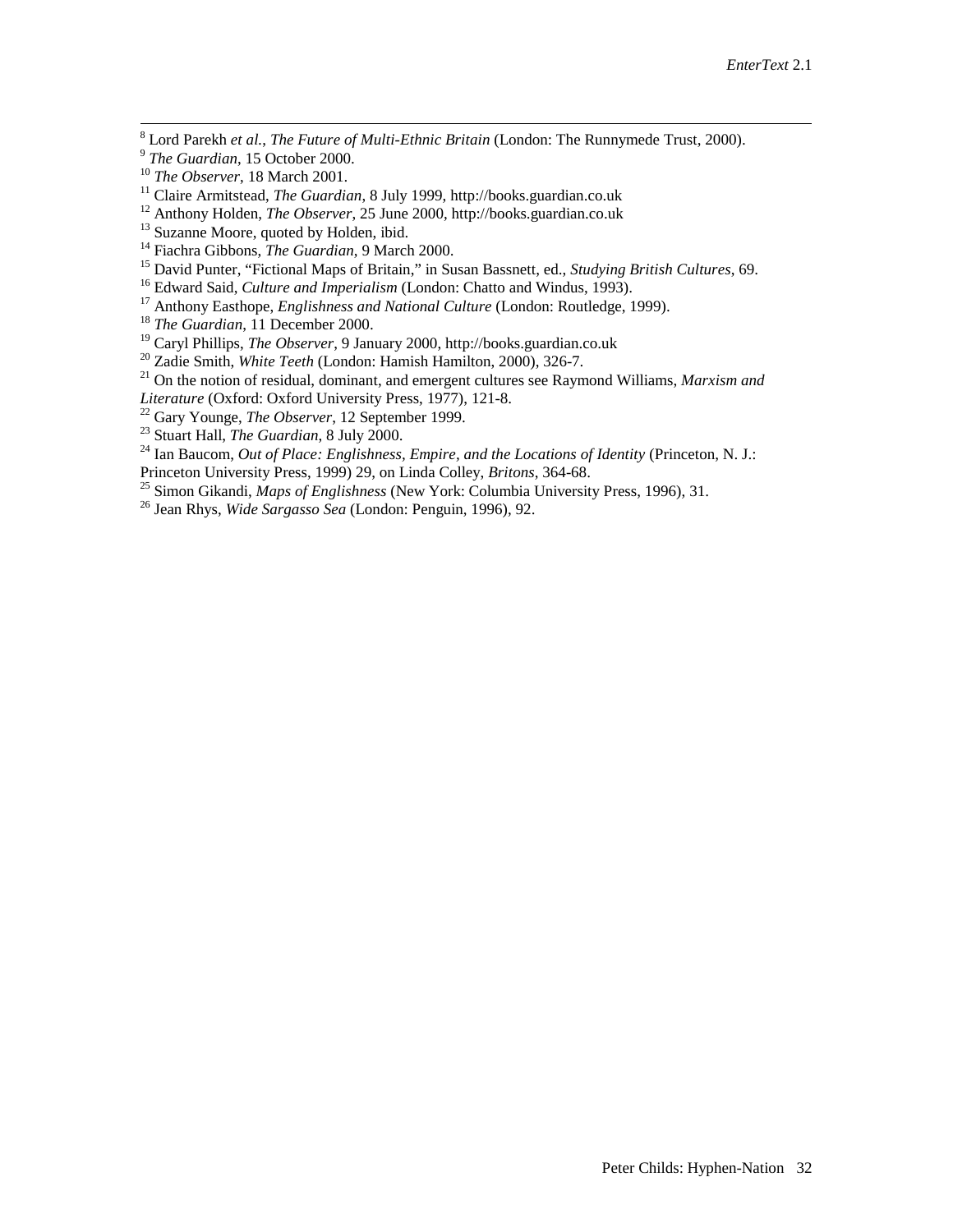[8] Lord Parekh *et al.*, *The Future of Multi-Ethnic Britain* (London: The Runnymede Trust, 2000).
[9] *The Guardian*, 15 October 2000.
[10] *The Observer*, 18 March 2001.
[11] Claire Armitstead, *The Guardian*, 8 July 1999, http://books.guardian.co.uk
[12] Anthony Holden, *The Observer*, 25 June 2000, http://books.guardian.co.uk
[13] Suzanne Moore, quoted by Holden, ibid.
[14] Fiachra Gibbons, *The Guardian*, 9 March 2000.
[15] David Punter, "Fictional Maps of Britain," in Susan Bassnett, ed., *Studying British Cultures*, 69.
[16] Edward Said, *Culture and Imperialism* (London: Chatto and Windus, 1993).
[17] Anthony Easthope, *Englishness and National Culture* (London: Routledge, 1999).
[18] *The Guardian*, 11 December 2000.
[19] Caryl Phillips, *The Observer*, 9 January 2000, http://books.guardian.co.uk
[20] Zadie Smith, *White Teeth* (London: Hamish Hamilton, 2000), 326-7.
[21] On the notion of residual, dominant, and emergent cultures see Raymond Williams, *Marxism and Literature* (Oxford: Oxford University Press, 1977), 121-8.
[22] Gary Younge, *The Observer*, 12 September 1999.
[23] Stuart Hall, *The Guardian*, 8 July 2000.
[24] Ian Baucom, *Out of Place: Englishness, Empire, and the Locations of Identity* (Princeton, N. J.: Princeton University Press, 1999) 29, on Linda Colley, *Britons*, 364-68.
[25] Simon Gikandi, *Maps of Englishness* (New York: Columbia University Press, 1996), 31.
[26] Jean Rhys, *Wide Sargasso Sea* (London: Penguin, 1996), 92.